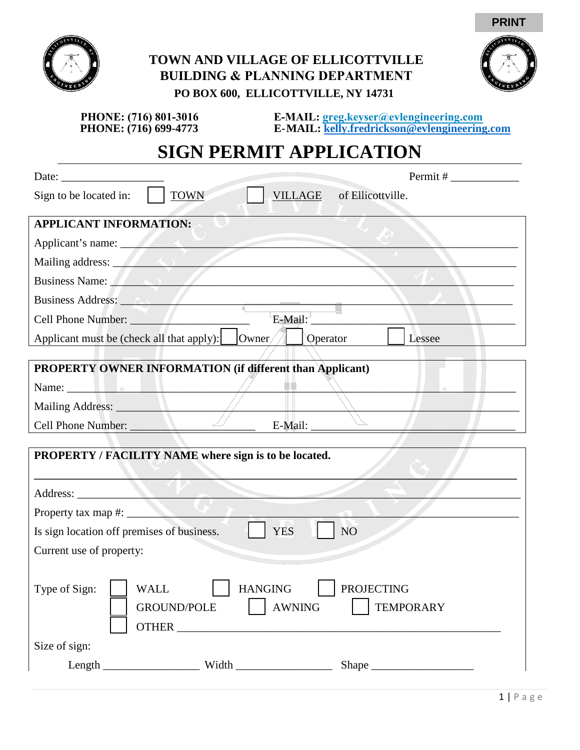PRINT

# TOWN AND VILLAGE OF ELLICOTTVILLE
## BUILDING & PLANNING DEPARTMENT
**PO BOX 600, ELLICOTTVILLE, NY 14731**

**PHONE: (716) 801-3016**
**PHONE: (716) 699-4773**

**E-MAIL: greg.keyser@evlengineering.com**
**E-MAIL: kelly.fredrickson@evlengineering.com**

# SIGN PERMIT APPLICATION

Date: __________________ Permit # ____________

Sign to be located in: ☐ TOWN ☐ VILLAGE of Ellicottville.

**APPLICANT INFORMATION:**

Applicant's name: ________________________________________________

Mailing address: ________________________________________________

Business Name: ________________________________________________

Business Address: ________________________________________________

Cell Phone Number: ____________________ E-Mail: ____________________

Applicant must be (check all that apply): ☐ Owner ☐ Operator ☐ Lessee

**PROPERTY OWNER INFORMATION (if different than Applicant)**

Name: ________________________________________________

Mailing Address: ________________________________________________

Cell Phone Number: ____________________ E-Mail: ____________________

**PROPERTY / FACILITY NAME where sign is to be located.**

________________________________________________

Address: ________________________________________________

Property tax map #: ________________________________________________

Is sign location off premises of business. ☐ YES ☐ NO

Current use of property:

Type of Sign: ☐ WALL ☐ HANGING ☐ PROJECTING
☐ GROUND/POLE ☐ AWNING ☐ TEMPORARY
☐ OTHER ________________________________________________

Size of sign:

Length ________________ Width ________________ Shape __________________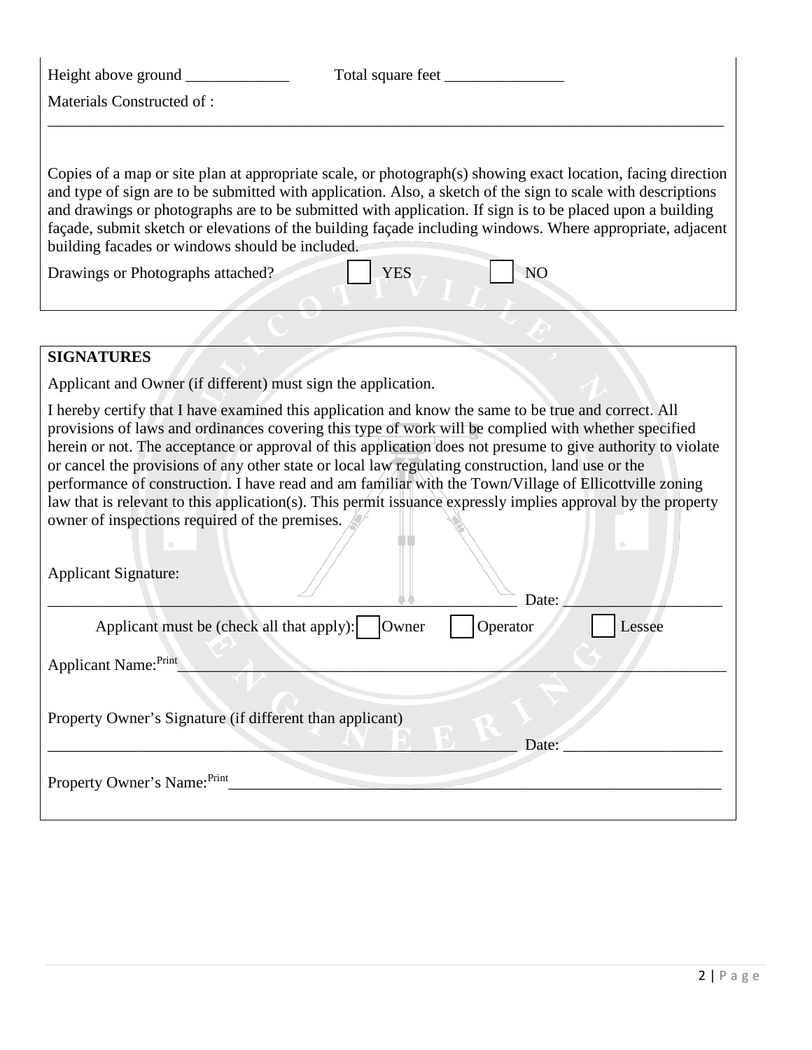Height above ground _____________ Total square feet _______________

Materials Constructed of :

_______________________________________________________________________________________

Copies of a map or site plan at appropriate scale, or photograph(s) showing exact location, facing direction and type of sign are to be submitted with application. Also, a sketch of the sign to scale with descriptions and drawings or photographs are to be submitted with application. If sign is to be placed upon a building façade, submit sketch or elevations of the building façade including windows. Where appropriate, adjacent building facades or windows should be included.

Drawings or Photographs attached? ☐ YES ☐ NO

**SIGNATURES**

Applicant and Owner (if different) must sign the application.

I hereby certify that I have examined this application and know the same to be true and correct. All provisions of laws and ordinances covering this type of work will be complied with whether specified herein or not. The acceptance or approval of this application does not presume to give authority to violate or cancel the provisions of any other state or local law regulating construction, land use or the performance of construction. I have read and am familiar with the Town/Village of Ellicottville zoning law that is relevant to this application(s). This permit issuance expressly implies approval by the property owner of inspections required of the premises.

Applicant Signature:

_____________________________________________________________ Date: ___________________

Applicant must be (check all that apply): ☐ Owner ☐ Operator ☐ Lessee

Applicant Name: Print _____________________________________________________________________

Property Owner's Signature (if different than applicant)

_____________________________________________________________ Date: ___________________

Property Owner's Name: Print _______________________________________________________________